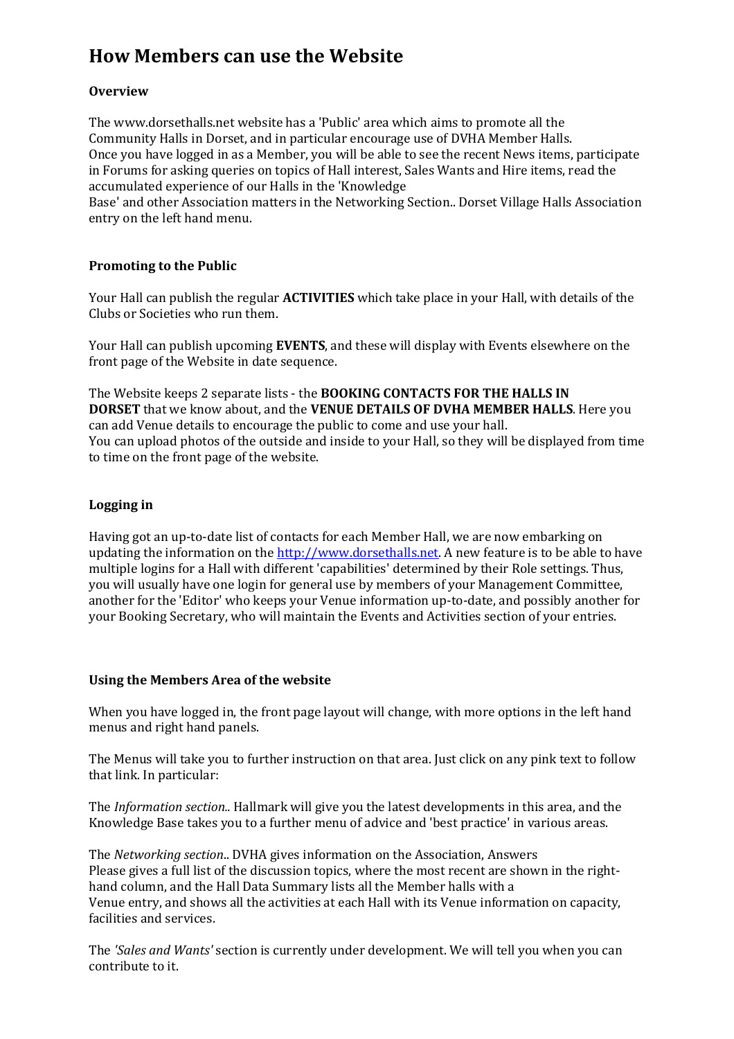# How Members can use the Website

**Overview**

The www.dorsethalls.net website has a 'Public' area which aims to promote all the Community Halls in Dorset, and in particular encourage use of DVHA Member Halls.
Once you have logged in as a Member, you will be able to see the recent News items, participate in Forums for asking queries on topics of Hall interest, Sales Wants and Hire items, read the accumulated experience of our Halls in the 'Knowledge Base' and other Association matters in the Networking Section.. Dorset Village Halls Association entry on the left hand menu.

**Promoting to the Public**

Your Hall can publish the regular **ACTIVITIES** which take place in your Hall, with details of the Clubs or Societies who run them.

Your Hall can publish upcoming **EVENTS**, and these will display with Events elsewhere on the front page of the Website in date sequence.

The Website keeps 2 separate lists - the **BOOKING CONTACTS FOR THE HALLS IN DORSET** that we know about, and the **VENUE DETAILS OF DVHA MEMBER HALLS**. Here you can add Venue details to encourage the public to come and use your hall.
You can upload photos of the outside and inside to your Hall, so they will be displayed from time to time on the front page of the website.

**Logging in**

Having got an up-to-date list of contacts for each Member Hall, we are now embarking on updating the information on the [http://www.dorsethalls.net](http://www.dorsethalls.net). A new feature is to be able to have multiple logins for a Hall with different 'capabilities' determined by their Role settings. Thus, you will usually have one login for general use by members of your Management Committee, another for the 'Editor' who keeps your Venue information up-to-date, and possibly another for your Booking Secretary, who will maintain the Events and Activities section of your entries.

**Using the Members Area of the website**

When you have logged in, the front page layout will change, with more options in the left hand menus and right hand panels.

The Menus will take you to further instruction on that area. Just click on any pink text to follow that link. In particular:

The *Information section..* Hallmark will give you the latest developments in this area, and the Knowledge Base takes you to a further menu of advice and 'best practice' in various areas.

The *Networking section*.. DVHA gives information on the Association, Answers Please gives a full list of the discussion topics, where the most recent are shown in the right-hand column, and the Hall Data Summary lists all the Member halls with a Venue entry, and shows all the activities at each Hall with its Venue information on capacity, facilities and services.

The *'Sales and Wants'* section is currently under development. We will tell you when you can contribute to it.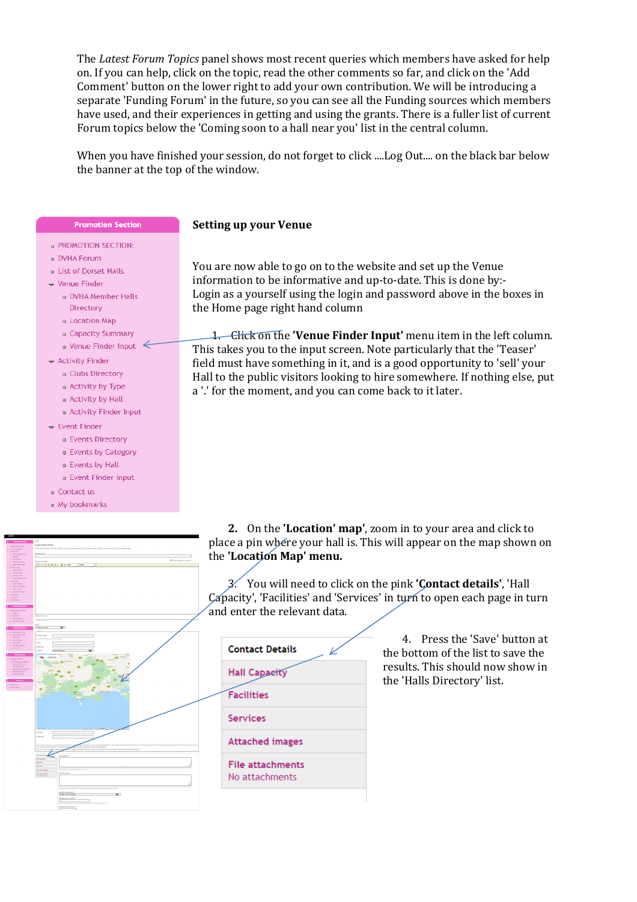The *Latest Forum Topics* panel shows most recent queries which members have asked for help on. If you can help, click on the topic, read the other comments so far, and click on the 'Add Comment' button on the lower right to add your own contribution. We will be introducing a separate 'Funding Forum' in the future, so you can see all the Funding sources which members have used, and their experiences in getting and using the grants. There is a fuller list of current Forum topics below the 'Coming soon to a hall near you' list in the central column.

When you have finished your session, do not forget to click ....Log Out.... on the black bar below the banner at the top of the window.

**Promotion Section**

- PROMOTION SECTION:
- DVHA Forum
- List of Dorset Halls
- Venue Finder
  - DVHA Member Halls Directory
  - Location Map
  - Capacity Summary
  - Venue Finder Input
- Activity Finder
  - Clubs Directory
  - Activity by Type
  - Activity by Hall
  - Activity Finder Input
- Event Finder
  - Events Directory
  - Events by Category
  - Events by Hall
  - Event Finder Input
- Contact us
- My bookmarks

## Setting up your Venue

You are now able to go on to the website and set up the Venue information to be informative and up-to-date. This is done by:-
Login as a yourself using the login and password above in the boxes in the Home page right hand column

1. Click on the **'Venue Finder Input'** menu item in the left column. This takes you to the input screen. Note particularly that the 'Teaser' field must have something in it, and is a good opportunity to 'sell' your Hall to the public visitors looking to hire somewhere. If nothing else, put a '.' for the moment, and you can come back to it later.

2. On the **'Location' map'**, zoom in to your area and click to place a pin where your hall is. This will appear on the map shown on the **'Location Map' menu.**

3. You will need to click on the pink **'Contact details'**, 'Hall Capacity', 'Facilities' and 'Services' in turn to open each page in turn and enter the relevant data.

- Contact Details
- Hall Capacity
- Facilities
- Services
- Attached images
- File attachments
  No attachments

4. Press the 'Save' button at the bottom of the list to save the results. This should now show in the 'Halls Directory' list.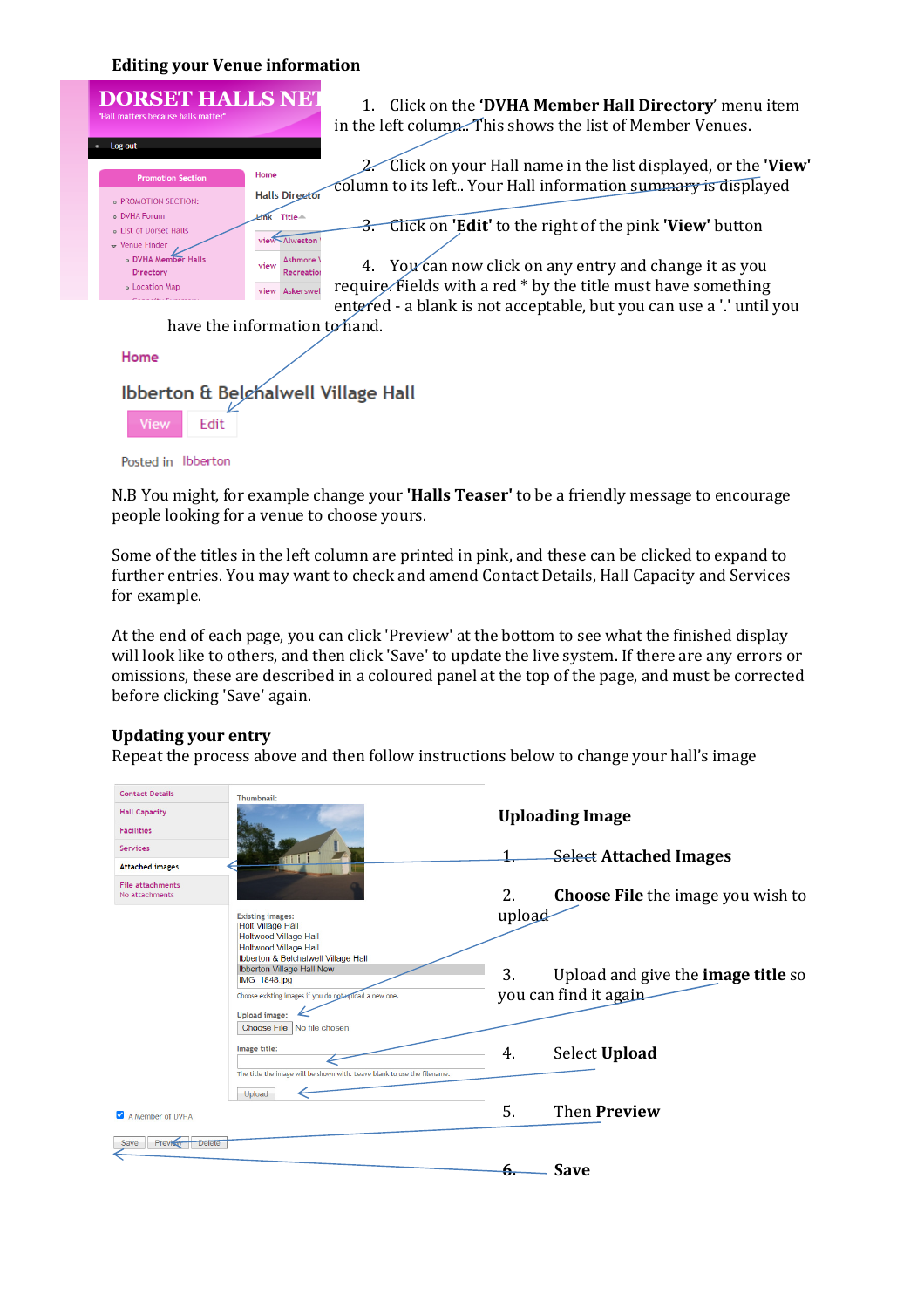**Editing your Venue information**

1. Click on the **'DVHA Member Hall Directory'** menu item in the left column.. This shows the list of Member Venues.

2. Click on your Hall name in the list displayed, or the **'View'** column to its left.. Your Hall information summary is displayed

3. Click on **'Edit'** to the right of the pink **'View'** button

4. You can now click on any entry and change it as you require. Fields with a red * by the title must have something entered - a blank is not acceptable, but you can use a '.' until you have the information to hand.

N.B You might, for example change your **'Halls Teaser'** to be a friendly message to encourage people looking for a venue to choose yours.

Some of the titles in the left column are printed in pink, and these can be clicked to expand to further entries. You may want to check and amend Contact Details, Hall Capacity and Services for example.

At the end of each page, you can click 'Preview' at the bottom to see what the finished display will look like to others, and then click 'Save' to update the live system. If there are any errors or omissions, these are described in a coloured panel at the top of the page, and must be corrected before clicking 'Save' again.

**Updating your entry**

Repeat the process above and then follow instructions below to change your hall's image

**Uploading Image**

1. Select **Attached Images**
2. **Choose File** the image you wish to upload
3. Upload and give the **image title** so you can find it again
4. Select **Upload**
5. Then **Preview**
6. **Save**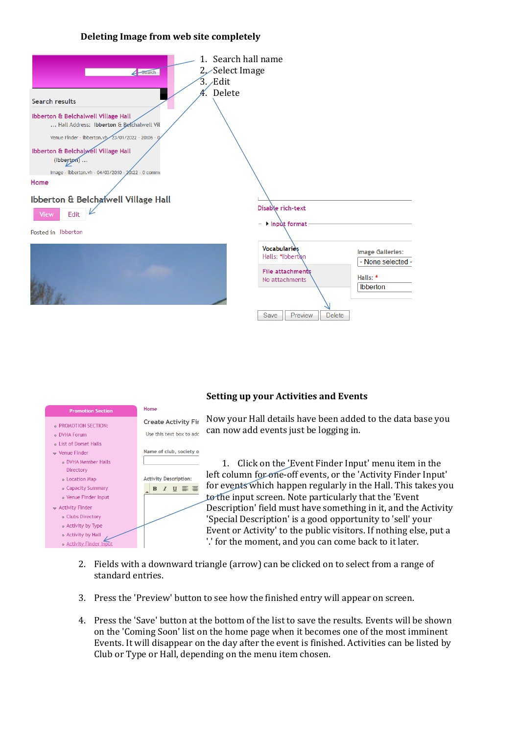## Deleting Image from web site completely

1. Search hall name
2. Select Image
3. Edit
4. Delete

## Setting up your Activities and Events

Now your Hall details have been added to the data base you can now add events just be logging in.

1. Click on the 'Event Finder Input' menu item in the left column for one-off events, or the 'Activity Finder Input' for events which happen regularly in the Hall. This takes you to the input screen. Note particularly that the 'Event Description' field must have something in it, and the Activity 'Special Description' is a good opportunity to 'sell' your Event or Activity' to the public visitors. If nothing else, put a '.' for the moment, and you can come back to it later.

2. Fields with a downward triangle (arrow) can be clicked on to select from a range of standard entries.

3. Press the 'Preview' button to see how the finished entry will appear on screen.

4. Press the 'Save' button at the bottom of the list to save the results. Events will be shown on the 'Coming Soon' list on the home page when it becomes one of the most imminent Events. It will disappear on the day after the event is finished. Activities can be listed by Club or Type or Hall, depending on the menu item chosen.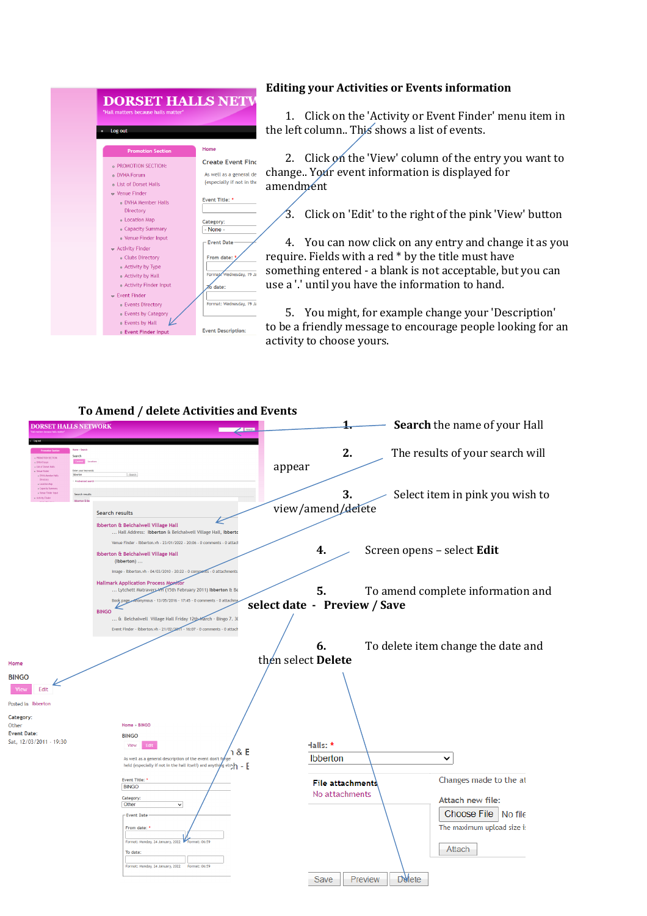## Editing your Activities or Events information

1. Click on the 'Activity or Event Finder' menu item in the left column.. This shows a list of events.

2. Click on the 'View' column of the entry you want to change.. Your event information is displayed for amendment

3. Click on 'Edit' to the right of the pink 'View' button

4. You can now click on any entry and change it as you require. Fields with a red * by the title must have something entered - a blank is not acceptable, but you can use a '.' until you have the information to hand.

5. You might, for example change your 'Description' to be a friendly message to encourage people looking for an activity to choose yours.

## To Amend / delete Activities and Events

1. **Search** the name of your Hall

2. The results of your search will appear

3. Select item in pink you wish to view/amend/delete

4. Screen opens – select **Edit**

5. To amend complete information and **select date - Preview / Save**

6. To delete item change the date and then select **Delete**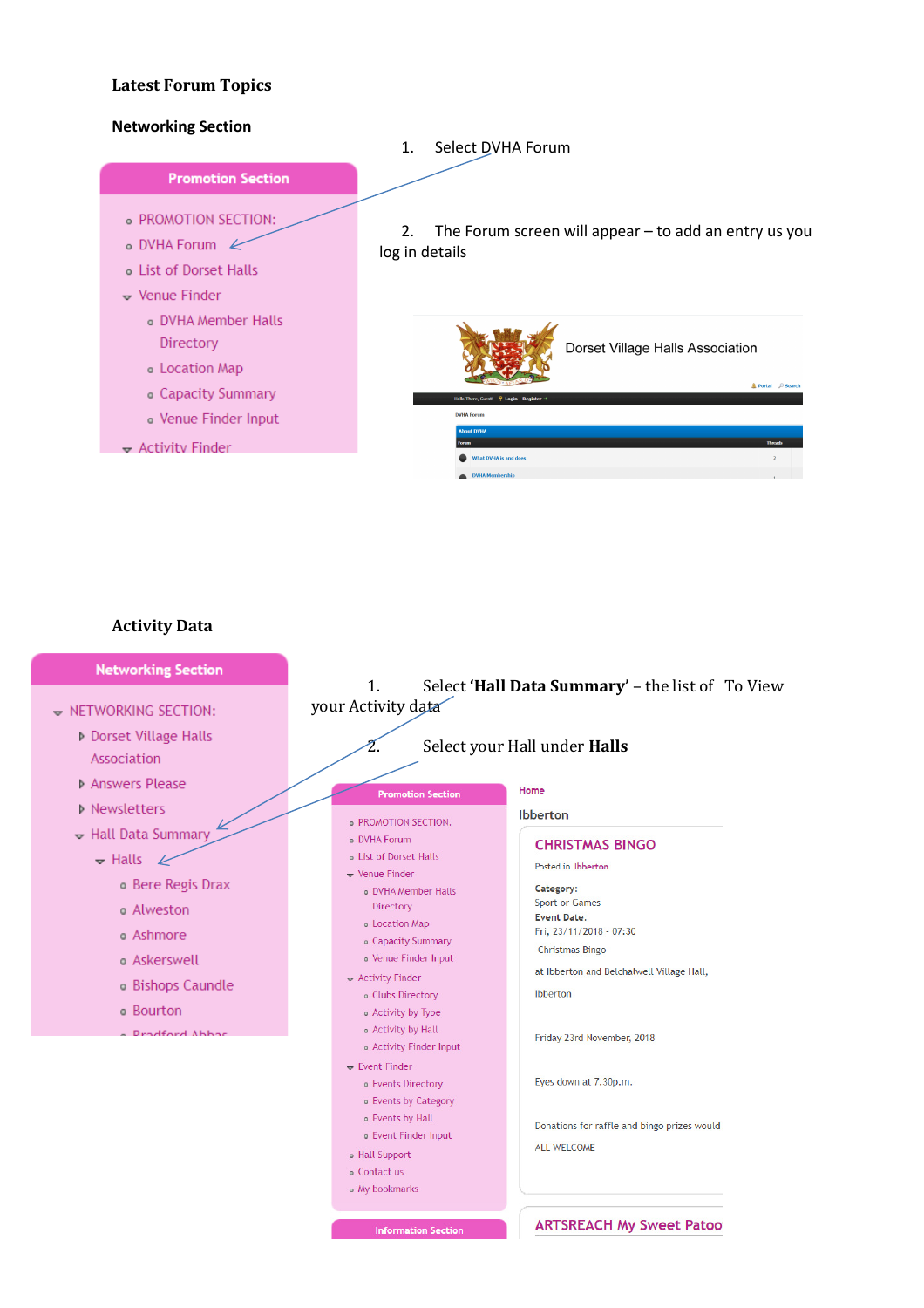**Latest Forum Topics**

**Networking Section**

1. Select DVHA Forum

2. The Forum screen will appear – to add an entry us you log in details

**Activity Data**

1. Select **'Hall Data Summary'** – the list of To View your Activity data

2. Select your Hall under **Halls**